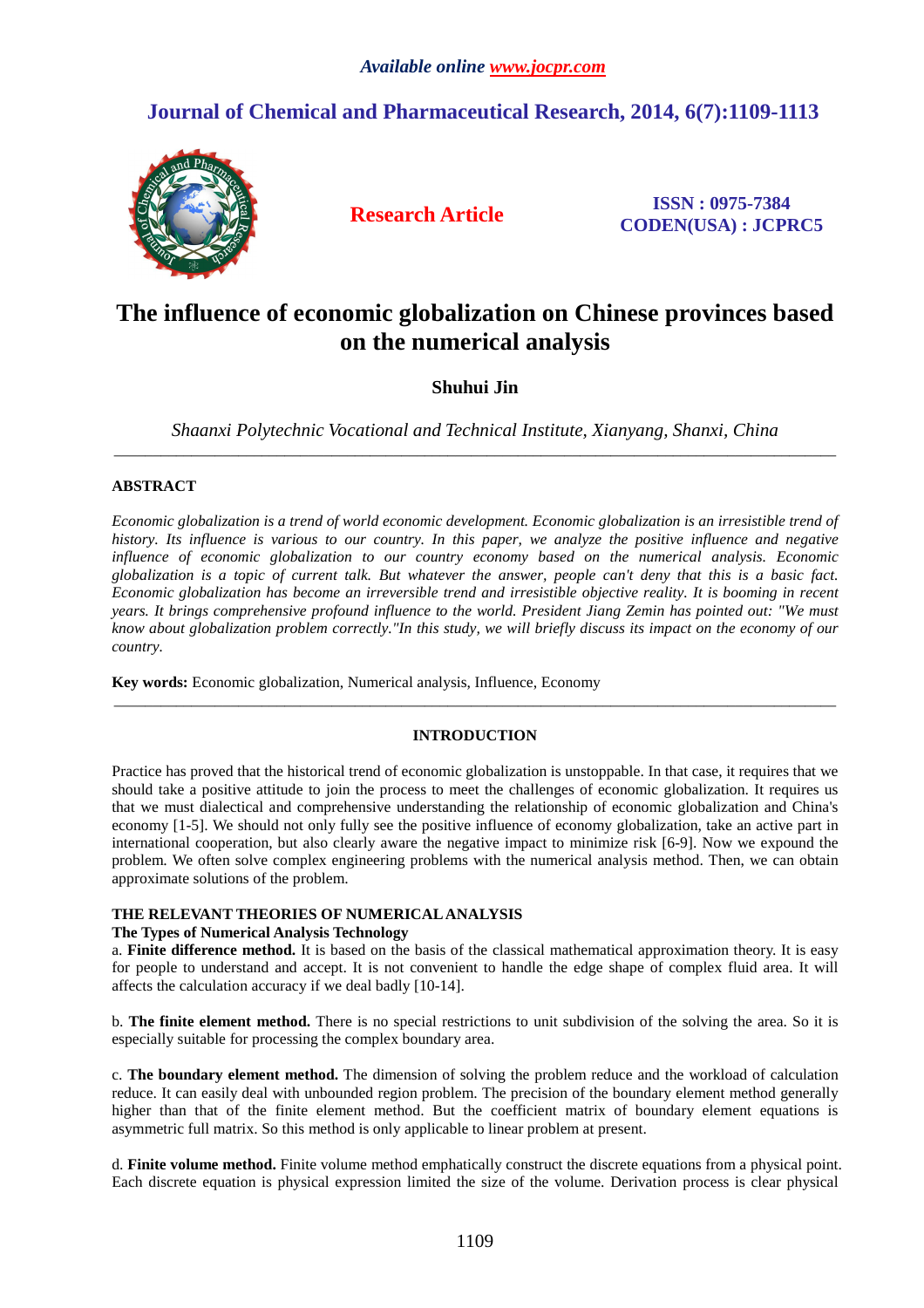*Available online www.jocpr.com*

# Journal of Chemical and Pharmaceutical Research, 2014, 6(7):1109-1113

**Research Article**

**ISSN : 0975-7384**
**CODEN(USA) : JCPRC5**

# The influence of economic globalization on Chinese provinces based on the numerical analysis

**Shuhui Jin**

*Shaanxi Polytechnic Vocational and Technical Institute, Xianyang, Shanxi, China*

---

## ABSTRACT

*Economic globalization is a trend of world economic development. Economic globalization is an irresistible trend of history. Its influence is various to our country. In this paper, we analyze the positive influence and negative influence of economic globalization to our country economy based on the numerical analysis. Economic globalization is a topic of current talk. But whatever the answer, people can't deny that this is a basic fact. Economic globalization has become an irreversible trend and irresistible objective reality. It is booming in recent years. It brings comprehensive profound influence to the world. President Jiang Zemin has pointed out: "We must know about globalization problem correctly."In this study, we will briefly discuss its impact on the economy of our country.*

**Key words:** Economic globalization, Numerical analysis, Influence, Economy

---

## INTRODUCTION

Practice has proved that the historical trend of economic globalization is unstoppable. In that case, it requires that we should take a positive attitude to join the process to meet the challenges of economic globalization. It requires us that we must dialectical and comprehensive understanding the relationship of economic globalization and China's economy [1-5]. We should not only fully see the positive influence of economy globalization, take an active part in international cooperation, but also clearly aware the negative impact to minimize risk [6-9]. Now we expound the problem. We often solve complex engineering problems with the numerical analysis method. Then, we can obtain approximate solutions of the problem.

## THE RELEVANT THEORIES OF NUMERICAL ANALYSIS

### The Types of Numerical Analysis Technology

a. **Finite difference method.** It is based on the basis of the classical mathematical approximation theory. It is easy for people to understand and accept. It is not convenient to handle the edge shape of complex fluid area. It will affects the calculation accuracy if we deal badly [10-14].

b. **The finite element method.** There is no special restrictions to unit subdivision of the solving the area. So it is especially suitable for processing the complex boundary area.

c. **The boundary element method.** The dimension of solving the problem reduce and the workload of calculation reduce. It can easily deal with unbounded region problem. The precision of the boundary element method generally higher than that of the finite element method. But the coefficient matrix of boundary element equations is asymmetric full matrix. So this method is only applicable to linear problem at present.

d. **Finite volume method.** Finite volume method emphatically construct the discrete equations from a physical point. Each discrete equation is physical expression limited the size of the volume. Derivation process is clear physical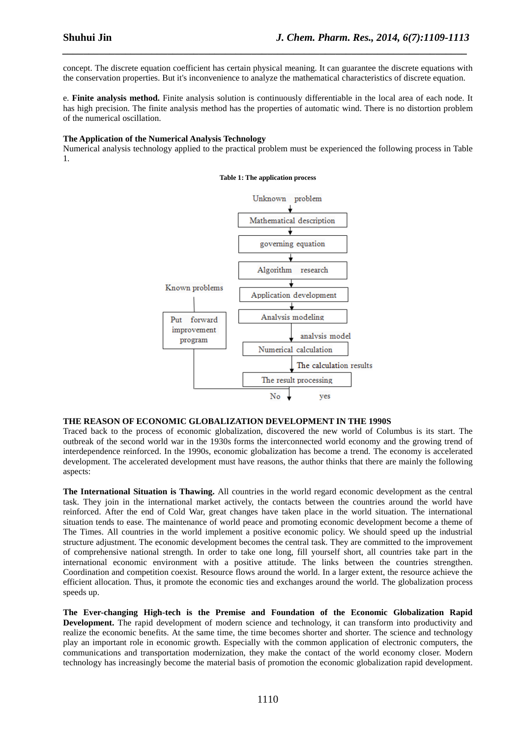concept. The discrete equation coefficient has certain physical meaning. It can guarantee the discrete equations with the conservation properties. But it's inconvenience to analyze the mathematical characteristics of discrete equation.

e. **Finite analysis method.** Finite analysis solution is continuously differentiable in the local area of each node. It has high precision. The finite analysis method has the properties of automatic wind. There is no distortion problem of the numerical oscillation.

**The Application of the Numerical Analysis Technology**

Numerical analysis technology applied to the practical problem must be experienced the following process in Table 1.

**Table 1: The application process**

Unknown problem
↓
Mathematical description
↓
governing equation
↓
Algorithm research
↓
Application development
↓
Analysis modeling
↓ analysis model
Numerical calculation
↓ The calculation results
The result processing
No ↓ yes

Known problems — Put forward improvement program

## THE REASON OF ECONOMIC GLOBALIZATION DEVELOPMENT IN THE 1990S

Traced back to the process of economic globalization, discovered the new world of Columbus is its start. The outbreak of the second world war in the 1930s forms the interconnected world economy and the growing trend of interdependence reinforced. In the 1990s, economic globalization has become a trend. The economy is accelerated development. The accelerated development must have reasons, the author thinks that there are mainly the following aspects:

**The International Situation is Thawing.** All countries in the world regard economic development as the central task. They join in the international market actively, the contacts between the countries around the world have reinforced. After the end of Cold War, great changes have taken place in the world situation. The international situation tends to ease. The maintenance of world peace and promoting economic development become a theme of The Times. All countries in the world implement a positive economic policy. We should speed up the industrial structure adjustment. The economic development becomes the central task. They are committed to the improvement of comprehensive national strength. In order to take one long, fill yourself short, all countries take part in the international economic environment with a positive attitude. The links between the countries strengthen. Coordination and competition coexist. Resource flows around the world. In a larger extent, the resource achieve the efficient allocation. Thus, it promote the economic ties and exchanges around the world. The globalization process speeds up.

**The Ever-changing High-tech is the Premise and Foundation of the Economic Globalization Rapid Development.** The rapid development of modern science and technology, it can transform into productivity and realize the economic benefits. At the same time, the time becomes shorter and shorter. The science and technology play an important role in economic growth. Especially with the common application of electronic computers, the communications and transportation modernization, they make the contact of the world economy closer. Modern technology has increasingly become the material basis of promotion the economic globalization rapid development.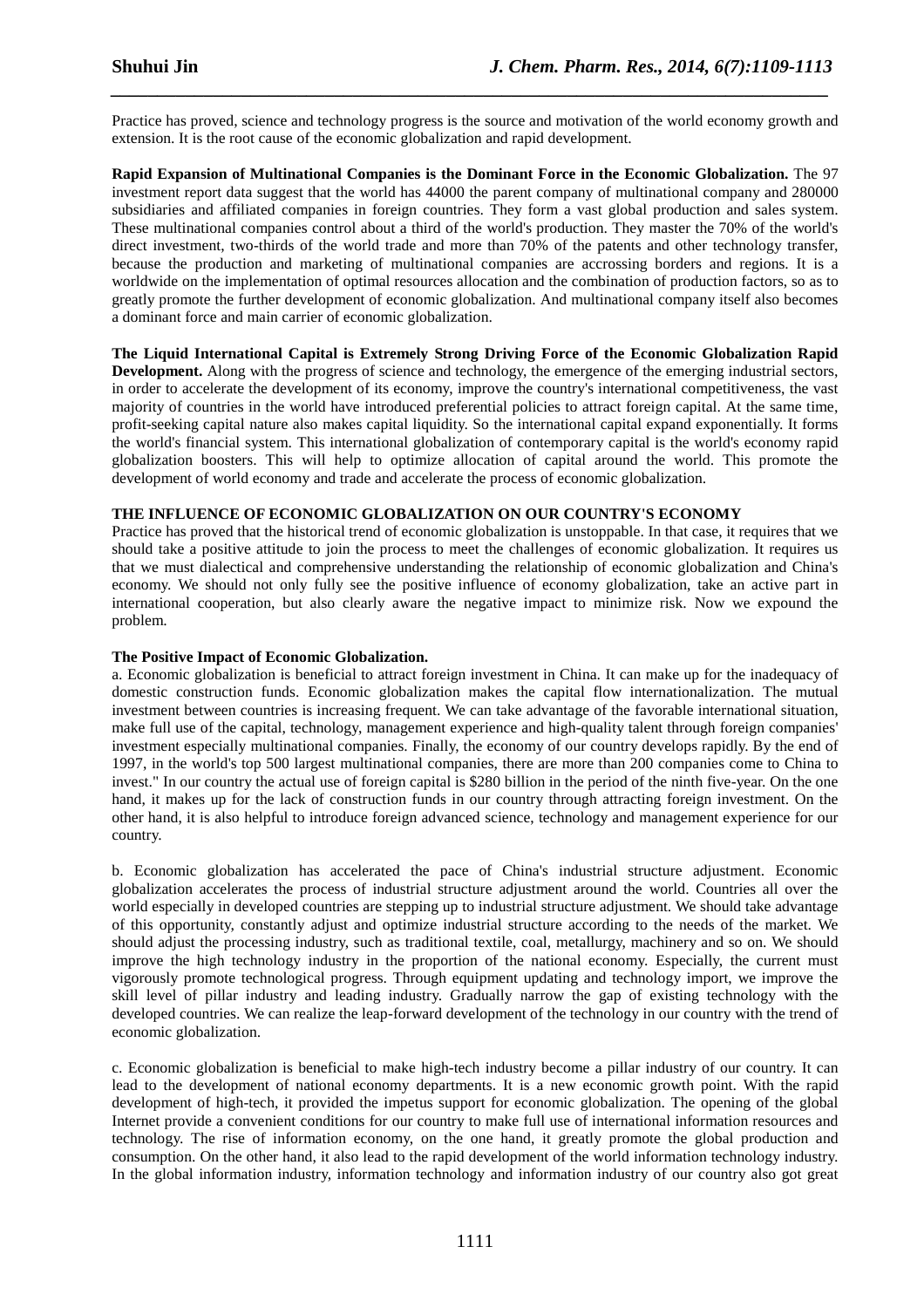Practice has proved, science and technology progress is the source and motivation of the world economy growth and extension. It is the root cause of the economic globalization and rapid development.

**Rapid Expansion of Multinational Companies is the Dominant Force in the Economic Globalization.** The 97 investment report data suggest that the world has 44000 the parent company of multinational company and 280000 subsidiaries and affiliated companies in foreign countries. They form a vast global production and sales system. These multinational companies control about a third of the world's production. They master the 70% of the world's direct investment, two-thirds of the world trade and more than 70% of the patents and other technology transfer, because the production and marketing of multinational companies are accrossing borders and regions. It is a worldwide on the implementation of optimal resources allocation and the combination of production factors, so as to greatly promote the further development of economic globalization. And multinational company itself also becomes a dominant force and main carrier of economic globalization.

**The Liquid International Capital is Extremely Strong Driving Force of the Economic Globalization Rapid Development.** Along with the progress of science and technology, the emergence of the emerging industrial sectors, in order to accelerate the development of its economy, improve the country's international competitiveness, the vast majority of countries in the world have introduced preferential policies to attract foreign capital. At the same time, profit-seeking capital nature also makes capital liquidity. So the international capital expand exponentially. It forms the world's financial system. This international globalization of contemporary capital is the world's economy rapid globalization boosters. This will help to optimize allocation of capital around the world. This promote the development of world economy and trade and accelerate the process of economic globalization.

## THE INFLUENCE OF ECONOMIC GLOBALIZATION ON OUR COUNTRY'S ECONOMY

Practice has proved that the historical trend of economic globalization is unstoppable. In that case, it requires that we should take a positive attitude to join the process to meet the challenges of economic globalization. It requires us that we must dialectical and comprehensive understanding the relationship of economic globalization and China's economy. We should not only fully see the positive influence of economy globalization, take an active part in international cooperation, but also clearly aware the negative impact to minimize risk. Now we expound the problem.

### The Positive Impact of Economic Globalization.

a. Economic globalization is beneficial to attract foreign investment in China. It can make up for the inadequacy of domestic construction funds. Economic globalization makes the capital flow internationalization. The mutual investment between countries is increasing frequent. We can take advantage of the favorable international situation, make full use of the capital, technology, management experience and high-quality talent through foreign companies' investment especially multinational companies. Finally, the economy of our country develops rapidly. By the end of 1997, in the world's top 500 largest multinational companies, there are more than 200 companies come to China to invest." In our country the actual use of foreign capital is $280 billion in the period of the ninth five-year. On the one hand, it makes up for the lack of construction funds in our country through attracting foreign investment. On the other hand, it is also helpful to introduce foreign advanced science, technology and management experience for our country.

b. Economic globalization has accelerated the pace of China's industrial structure adjustment. Economic globalization accelerates the process of industrial structure adjustment around the world. Countries all over the world especially in developed countries are stepping up to industrial structure adjustment. We should take advantage of this opportunity, constantly adjust and optimize industrial structure according to the needs of the market. We should adjust the processing industry, such as traditional textile, coal, metallurgy, machinery and so on. We should improve the high technology industry in the proportion of the national economy. Especially, the current must vigorously promote technological progress. Through equipment updating and technology import, we improve the skill level of pillar industry and leading industry. Gradually narrow the gap of existing technology with the developed countries. We can realize the leap-forward development of the technology in our country with the trend of economic globalization.

c. Economic globalization is beneficial to make high-tech industry become a pillar industry of our country. It can lead to the development of national economy departments. It is a new economic growth point. With the rapid development of high-tech, it provided the impetus support for economic globalization. The opening of the global Internet provide a convenient conditions for our country to make full use of international information resources and technology. The rise of information economy, on the one hand, it greatly promote the global production and consumption. On the other hand, it also lead to the rapid development of the world information technology industry. In the global information industry, information technology and information industry of our country also got great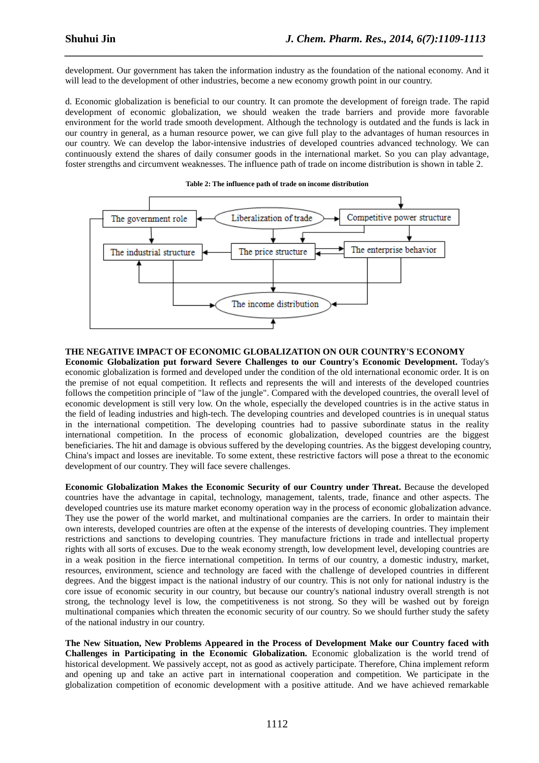development. Our government has taken the information industry as the foundation of the national economy. And it will lead to the development of other industries, become a new economy growth point in our country.

d. Economic globalization is beneficial to our country. It can promote the development of foreign trade. The rapid development of economic globalization, we should weaken the trade barriers and provide more favorable environment for the world trade smooth development. Although the technology is outdated and the funds is lack in our country in general, as a human resource power, we can give full play to the advantages of human resources in our country. We can develop the labor-intensive industries of developed countries advanced technology. We can continuously extend the shares of daily consumer goods in the international market. So you can play advantage, foster strengths and circumvent weaknesses. The influence path of trade on income distribution is shown in table 2.

**Table 2: The influence path of trade on income distribution**

The government role | Liberalization of trade | Competitive power structure | The industrial structure | The price structure | The enterprise behavior | The income distribution

## THE NEGATIVE IMPACT OF ECONOMIC GLOBALIZATION ON OUR COUNTRY'S ECONOMY

**Economic Globalization put forward Severe Challenges to our Country's Economic Development.** Today's economic globalization is formed and developed under the condition of the old international economic order. It is on the premise of not equal competition. It reflects and represents the will and interests of the developed countries follows the competition principle of "law of the jungle". Compared with the developed countries, the overall level of economic development is still very low. On the whole, especially the developed countries is in the active status in the field of leading industries and high-tech. The developing countries and developed countries is in unequal status in the international competition. The developing countries had to passive subordinate status in the reality international competition. In the process of economic globalization, developed countries are the biggest beneficiaries. The hit and damage is obvious suffered by the developing countries. As the biggest developing country, China's impact and losses are inevitable. To some extent, these restrictive factors will pose a threat to the economic development of our country. They will face severe challenges.

**Economic Globalization Makes the Economic Security of our Country under Threat.** Because the developed countries have the advantage in capital, technology, management, talents, trade, finance and other aspects. The developed countries use its mature market economy operation way in the process of economic globalization advance. They use the power of the world market, and multinational companies are the carriers. In order to maintain their own interests, developed countries are often at the expense of the interests of developing countries. They implement restrictions and sanctions to developing countries. They manufacture frictions in trade and intellectual property rights with all sorts of excuses. Due to the weak economy strength, low development level, developing countries are in a weak position in the fierce international competition. In terms of our country, a domestic industry, market, resources, environment, science and technology are faced with the challenge of developed countries in different degrees. And the biggest impact is the national industry of our country. This is not only for national industry is the core issue of economic security in our country, but because our country's national industry overall strength is not strong, the technology level is low, the competitiveness is not strong. So they will be washed out by foreign multinational companies which threaten the economic security of our country. So we should further study the safety of the national industry in our country.

**The New Situation, New Problems Appeared in the Process of Development Make our Country faced with Challenges in Participating in the Economic Globalization.** Economic globalization is the world trend of historical development. We passively accept, not as good as actively participate. Therefore, China implement reform and opening up and take an active part in international cooperation and competition. We participate in the globalization competition of economic development with a positive attitude. And we have achieved remarkable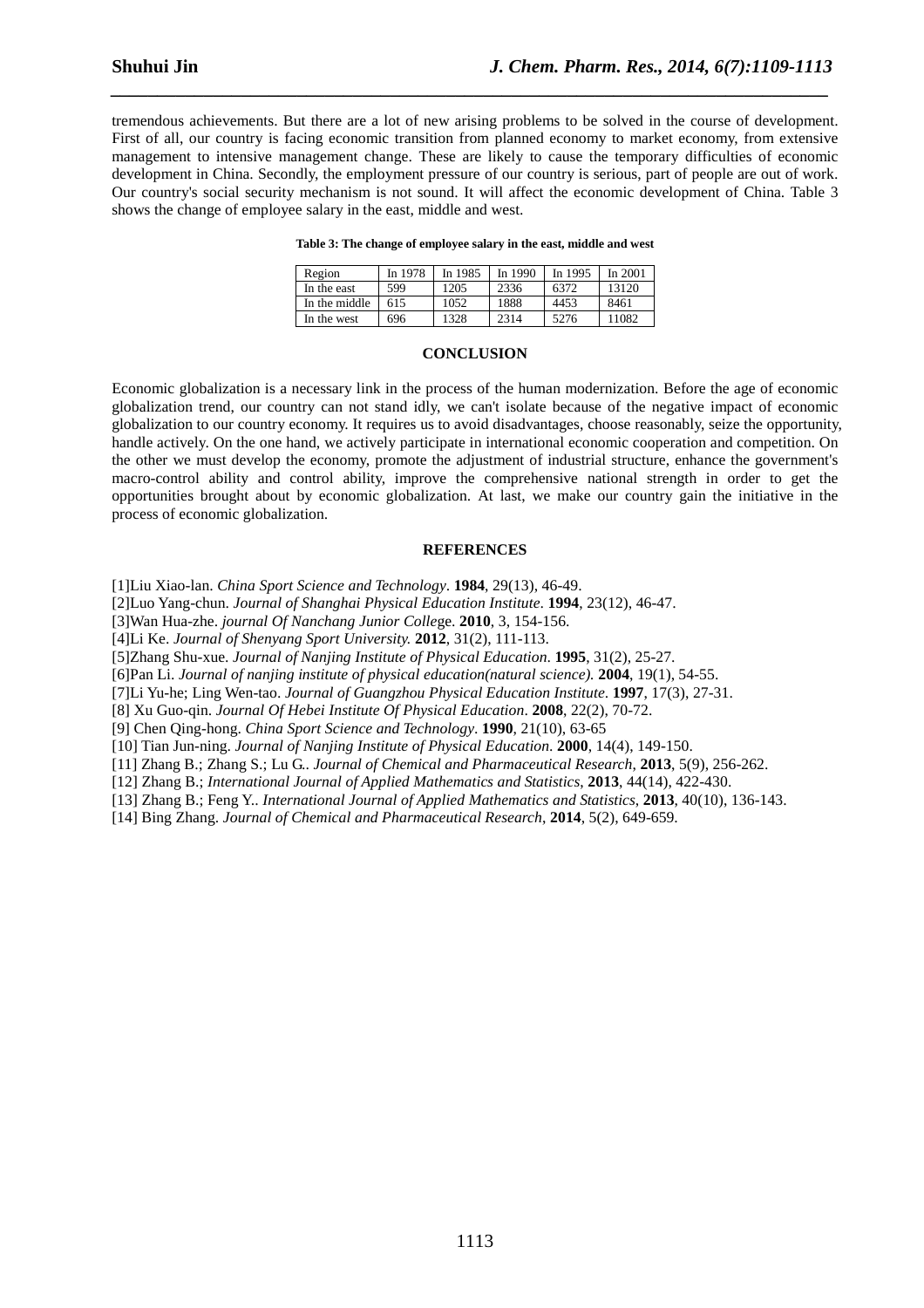tremendous achievements. But there are a lot of new arising problems to be solved in the course of development. First of all, our country is facing economic transition from planned economy to market economy, from extensive management to intensive management change. These are likely to cause the temporary difficulties of economic development in China. Secondly, the employment pressure of our country is serious, part of people are out of work. Our country's social security mechanism is not sound. It will affect the economic development of China. Table 3 shows the change of employee salary in the east, middle and west.

**Table 3: The change of employee salary in the east, middle and west**

| Region | In 1978 | In 1985 | In 1990 | In 1995 | In 2001 |
|---|---|---|---|---|---|
| In the east | 599 | 1205 | 2336 | 6372 | 13120 |
| In the middle | 615 | 1052 | 1888 | 4453 | 8461 |
| In the west | 696 | 1328 | 2314 | 5276 | 11082 |

## CONCLUSION

Economic globalization is a necessary link in the process of the human modernization. Before the age of economic globalization trend, our country can not stand idly, we can't isolate because of the negative impact of economic globalization to our country economy. It requires us to avoid disadvantages, choose reasonably, seize the opportunity, handle actively. On the one hand, we actively participate in international economic cooperation and competition. On the other we must develop the economy, promote the adjustment of industrial structure, enhance the government's macro-control ability and control ability, improve the comprehensive national strength in order to get the opportunities brought about by economic globalization. At last, we make our country gain the initiative in the process of economic globalization.

## REFERENCES

[1]Liu Xiao-lan. *China Sport Science and Technology*. **1984**, 29(13), 46-49.

[2]Luo Yang-chun. *Journal of Shanghai Physical Education Institute*. **1994**, 23(12), 46-47.

[3]Wan Hua-zhe. *journal Of Nanchang Junior Colle*ge. **2010**, 3, 154-156.

[4]Li Ke. *Journal of Shenyang Sport University.* **2012**, 31(2), 111-113.

[5]Zhang Shu-xue. *Journal of Nanjing Institute of Physical Education*. **1995**, 31(2), 25-27.

[6]Pan Li. *Journal of nanjing institute of physical education(natural science).* **2004**, 19(1), 54-55.

[7]Li Yu-he; Ling Wen-tao. *Journal of Guangzhou Physical Education Institute*. **1997**, 17(3), 27-31.

[8] Xu Guo-qin. *Journal Of Hebei Institute Of Physical Education*. **2008**, 22(2), 70-72.

[9] Chen Qing-hong. *China Sport Science and Technology*. **1990**, 21(10), 63-65

[10] Tian Jun-ning. *Journal of Nanjing Institute of Physical Education*. **2000**, 14(4), 149-150.

[11] Zhang B.; Zhang S.; Lu G.. *Journal of Chemical and Pharmaceutical Research*, **2013**, 5(9), 256-262.

[12] Zhang B.; *International Journal of Applied Mathematics and Statistics*, **2013**, 44(14), 422-430.

[13] Zhang B.; Feng Y.. *International Journal of Applied Mathematics and Statistics*, **2013**, 40(10), 136-143.

[14] Bing Zhang. *Journal of Chemical and Pharmaceutical Research*, **2014**, 5(2), 649-659.